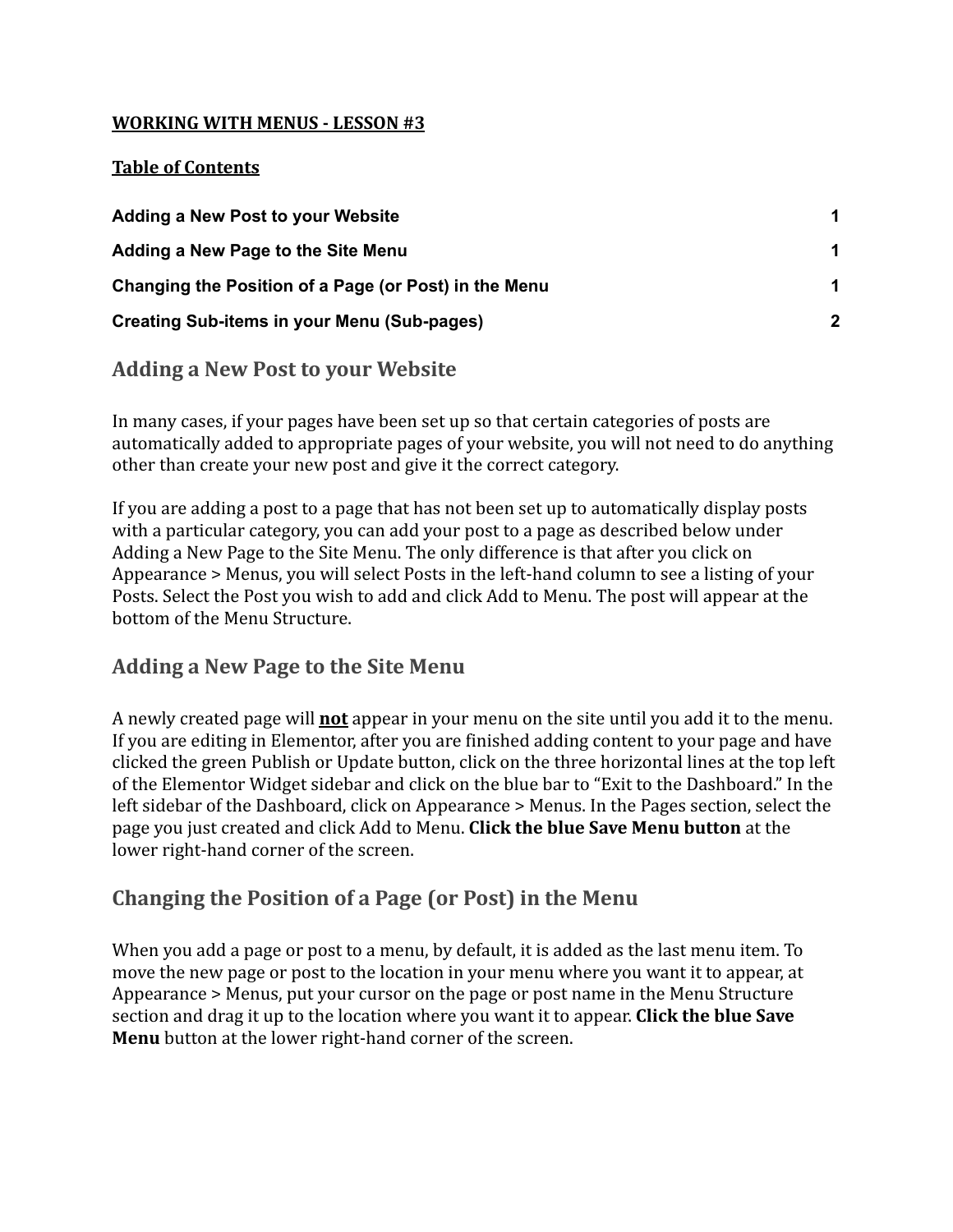**WORKING WITH MENUS - LESSON #3**

**Table of Contents**

| | |
|---|---|
| **Adding a New Post to your Website** | **1** |
| **Adding a New Page to the Site Menu** | **1** |
| **Changing the Position of a Page (or Post) in the Menu** | **1** |
| **Creating Sub-items in your Menu (Sub-pages)** | **2** |

## Adding a New Post to your Website

In many cases, if your pages have been set up so that certain categories of posts are automatically added to appropriate pages of your website, you will not need to do anything other than create your new post and give it the correct category.

If you are adding a post to a page that has not been set up to automatically display posts with a particular category, you can add your post to a page as described below under Adding a New Page to the Site Menu. The only difference is that after you click on Appearance > Menus, you will select Posts in the left-hand column to see a listing of your Posts. Select the Post you wish to add and click Add to Menu. The post will appear at the bottom of the Menu Structure.

## Adding a New Page to the Site Menu

A newly created page will **not** appear in your menu on the site until you add it to the menu. If you are editing in Elementor, after you are finished adding content to your page and have clicked the green Publish or Update button, click on the three horizontal lines at the top left of the Elementor Widget sidebar and click on the blue bar to "Exit to the Dashboard." In the left sidebar of the Dashboard, click on Appearance > Menus. In the Pages section, select the page you just created and click Add to Menu. **Click the blue Save Menu button** at the lower right-hand corner of the screen.

## Changing the Position of a Page (or Post) in the Menu

When you add a page or post to a menu, by default, it is added as the last menu item. To move the new page or post to the location in your menu where you want it to appear, at Appearance > Menus, put your cursor on the page or post name in the Menu Structure section and drag it up to the location where you want it to appear. **Click the blue Save Menu** button at the lower right-hand corner of the screen.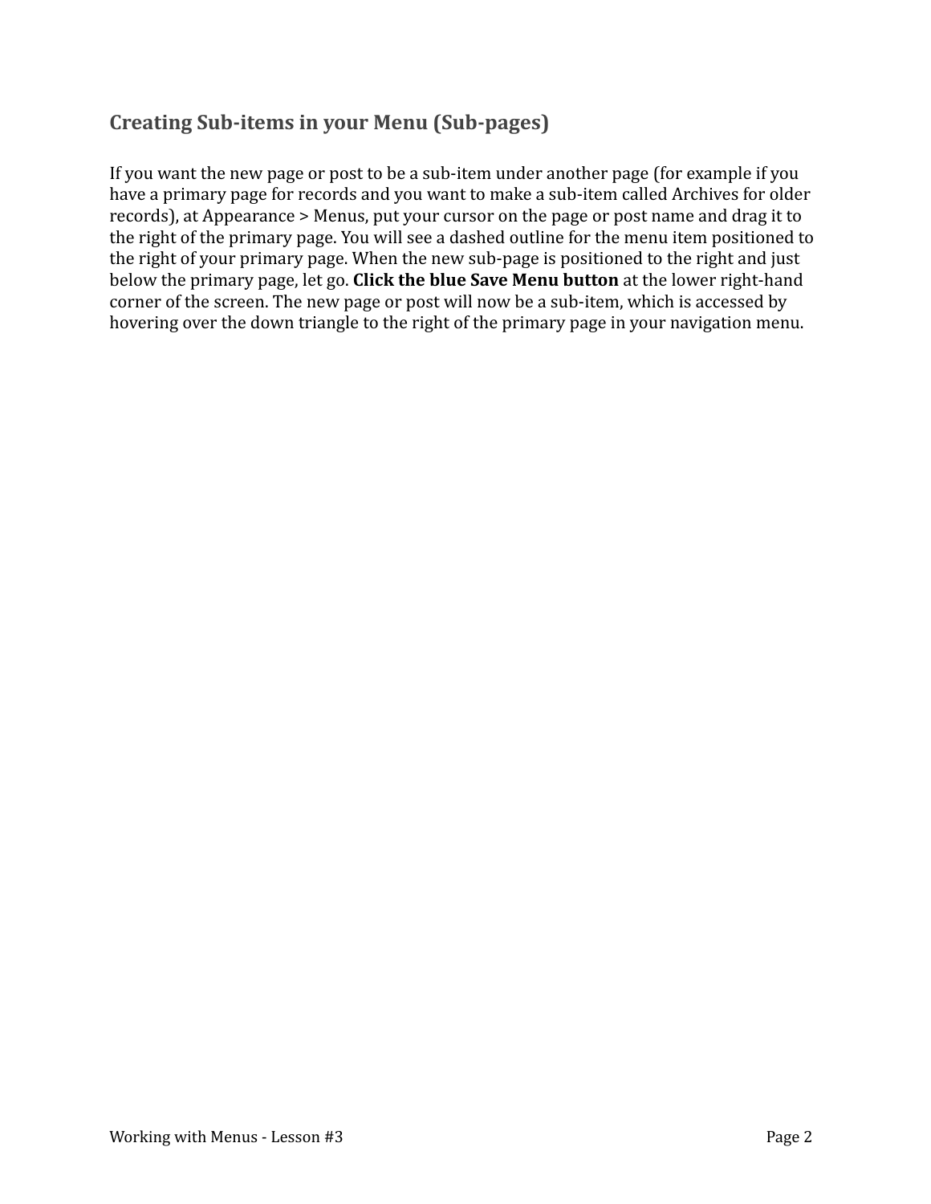## Creating Sub-items in your Menu (Sub-pages)

If you want the new page or post to be a sub-item under another page (for example if you have a primary page for records and you want to make a sub-item called Archives for older records), at Appearance > Menus, put your cursor on the page or post name and drag it to the right of the primary page. You will see a dashed outline for the menu item positioned to the right of your primary page. When the new sub-page is positioned to the right and just below the primary page, let go. **Click the blue Save Menu button** at the lower right-hand corner of the screen. The new page or post will now be a sub-item, which is accessed by hovering over the down triangle to the right of the primary page in your navigation menu.